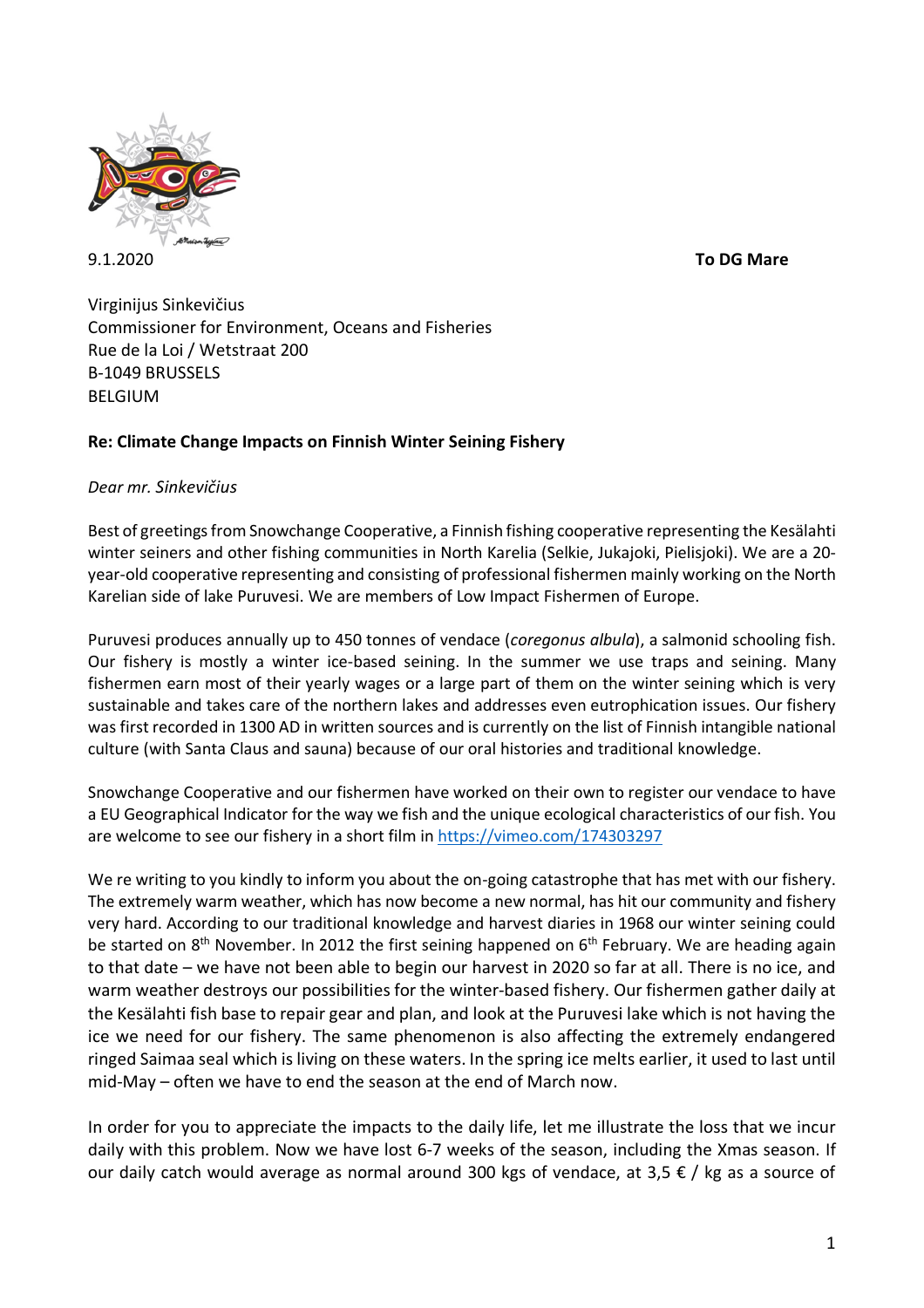9.1.2020

**To DG Mare**

Virginijus Sinkevičius
Commissioner for Environment, Oceans and Fisheries
Rue de la Loi / Wetstraat 200
B-1049 BRUSSELS
BELGIUM

**Re: Climate Change Impacts on Finnish Winter Seining Fishery**

*Dear mr. Sinkevičius*

Best of greetings from Snowchange Cooperative, a Finnish fishing cooperative representing the Kesälahti winter seiners and other fishing communities in North Karelia (Selkie, Jukajoki, Pielisjoki). We are a 20-year-old cooperative representing and consisting of professional fishermen mainly working on the North Karelian side of lake Puruvesi. We are members of Low Impact Fishermen of Europe.

Puruvesi produces annually up to 450 tonnes of vendace (*coregonus albula*), a salmonid schooling fish. Our fishery is mostly a winter ice-based seining. In the summer we use traps and seining. Many fishermen earn most of their yearly wages or a large part of them on the winter seining which is very sustainable and takes care of the northern lakes and addresses even eutrophication issues. Our fishery was first recorded in 1300 AD in written sources and is currently on the list of Finnish intangible national culture (with Santa Claus and sauna) because of our oral histories and traditional knowledge.

Snowchange Cooperative and our fishermen have worked on their own to register our vendace to have a EU Geographical Indicator for the way we fish and the unique ecological characteristics of our fish. You are welcome to see our fishery in a short film in https://vimeo.com/174303297

We re writing to you kindly to inform you about the on-going catastrophe that has met with our fishery. The extremely warm weather, which has now become a new normal, has hit our community and fishery very hard. According to our traditional knowledge and harvest diaries in 1968 our winter seining could be started on 8th November. In 2012 the first seining happened on 6th February. We are heading again to that date – we have not been able to begin our harvest in 2020 so far at all. There is no ice, and warm weather destroys our possibilities for the winter-based fishery. Our fishermen gather daily at the Kesälahti fish base to repair gear and plan, and look at the Puruvesi lake which is not having the ice we need for our fishery. The same phenomenon is also affecting the extremely endangered ringed Saimaa seal which is living on these waters. In the spring ice melts earlier, it used to last until mid-May – often we have to end the season at the end of March now.

In order for you to appreciate the impacts to the daily life, let me illustrate the loss that we incur daily with this problem. Now we have lost 6-7 weeks of the season, including the Xmas season. If our daily catch would average as normal around 300 kgs of vendace, at 3,5 € / kg as a source of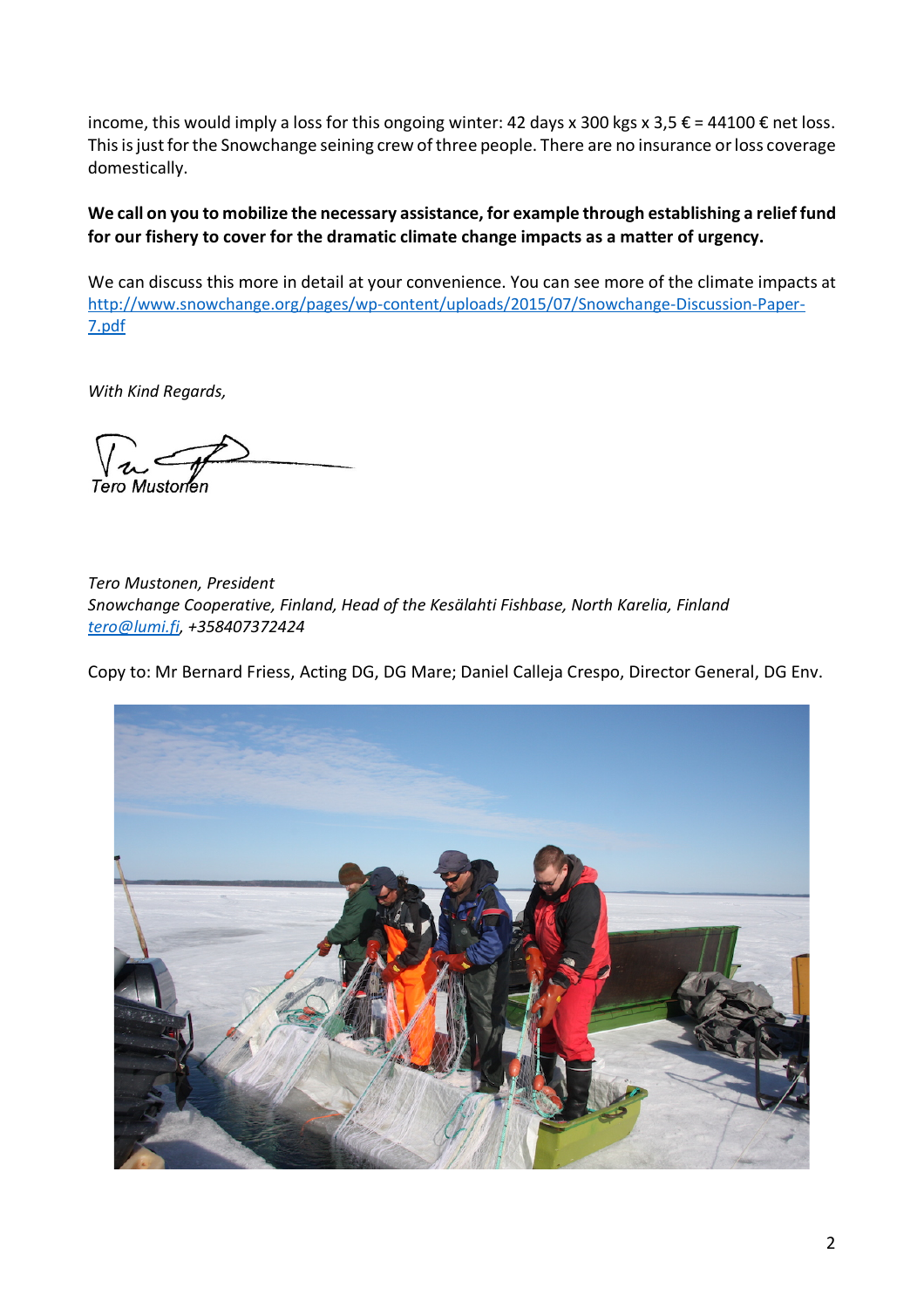income, this would imply a loss for this ongoing winter: 42 days x 300 kgs x 3,5 € = 44100 € net loss. This is just for the Snowchange seining crew of three people. There are no insurance or loss coverage domestically.

**We call on you to mobilize the necessary assistance, for example through establishing a relief fund for our fishery to cover for the dramatic climate change impacts as a matter of urgency.**

We can discuss this more in detail at your convenience. You can see more of the climate impacts at [http://www.snowchange.org/pages/wp-content/uploads/2015/07/Snowchange-Discussion-Paper-7.pdf](http://www.snowchange.org/pages/wp-content/uploads/2015/07/Snowchange-Discussion-Paper-7.pdf)

*With Kind Regards,*

Tero Mustonen

*Tero Mustonen, President*
*Snowchange Cooperative, Finland, Head of the Kesälahti Fishbase, North Karelia, Finland*
*[tero@lumi.fi](mailto:tero@lumi.fi), +358407372424*

Copy to: Mr Bernard Friess, Acting DG, DG Mare; Daniel Calleja Crespo, Director General, DG Env.